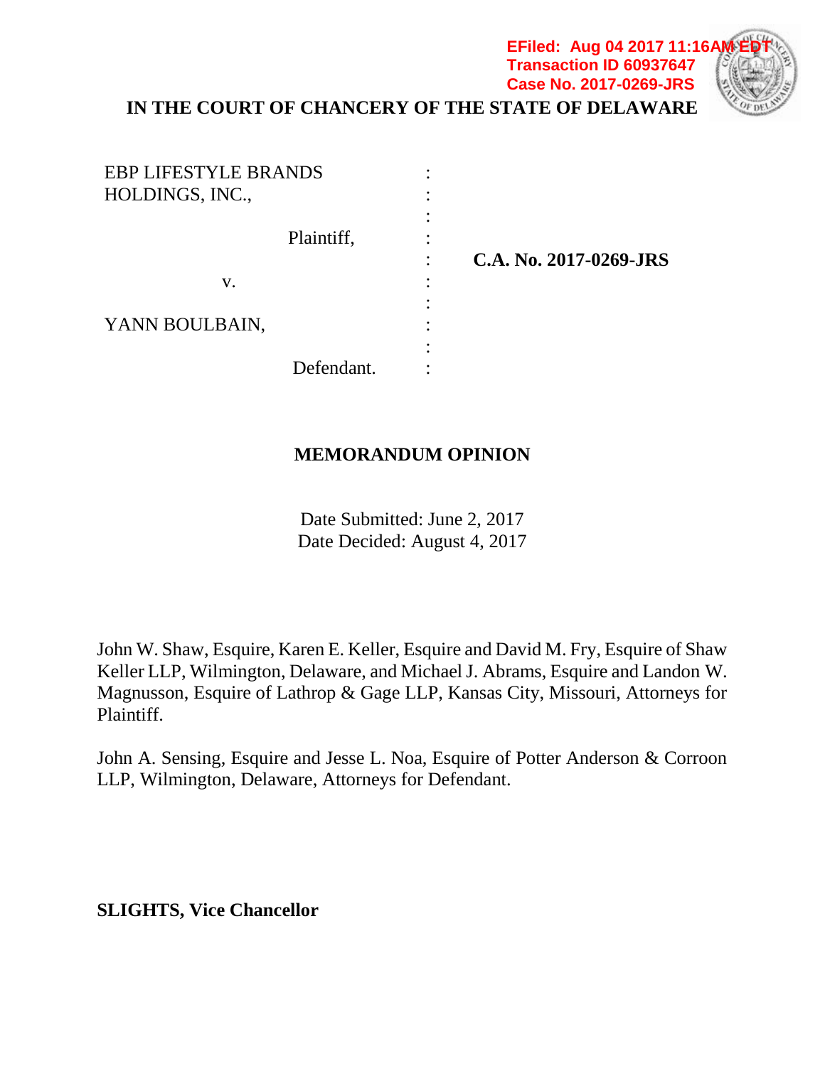EFiled: Aug 04 2017 11:16AM EDT
Transaction ID 60937647
Case No. 2017-0269-JRS

**IN THE COURT OF CHANCERY OF THE STATE OF DELAWARE**

| | | |
|---|---|---|
| EBP LIFESTYLE BRANDS HOLDINGS, INC., | : | |
| Plaintiff, | : | |
| v. | : | **C.A. No. 2017-0269-JRS** |
| YANN BOULBAIN, | : | |
| Defendant. | : | |

**MEMORANDUM OPINION**

Date Submitted: June 2, 2017
Date Decided: August 4, 2017

John W. Shaw, Esquire, Karen E. Keller, Esquire and David M. Fry, Esquire of Shaw Keller LLP, Wilmington, Delaware, and Michael J. Abrams, Esquire and Landon W. Magnusson, Esquire of Lathrop & Gage LLP, Kansas City, Missouri, Attorneys for Plaintiff.

John A. Sensing, Esquire and Jesse L. Noa, Esquire of Potter Anderson & Corroon LLP, Wilmington, Delaware, Attorneys for Defendant.

**SLIGHTS, Vice Chancellor**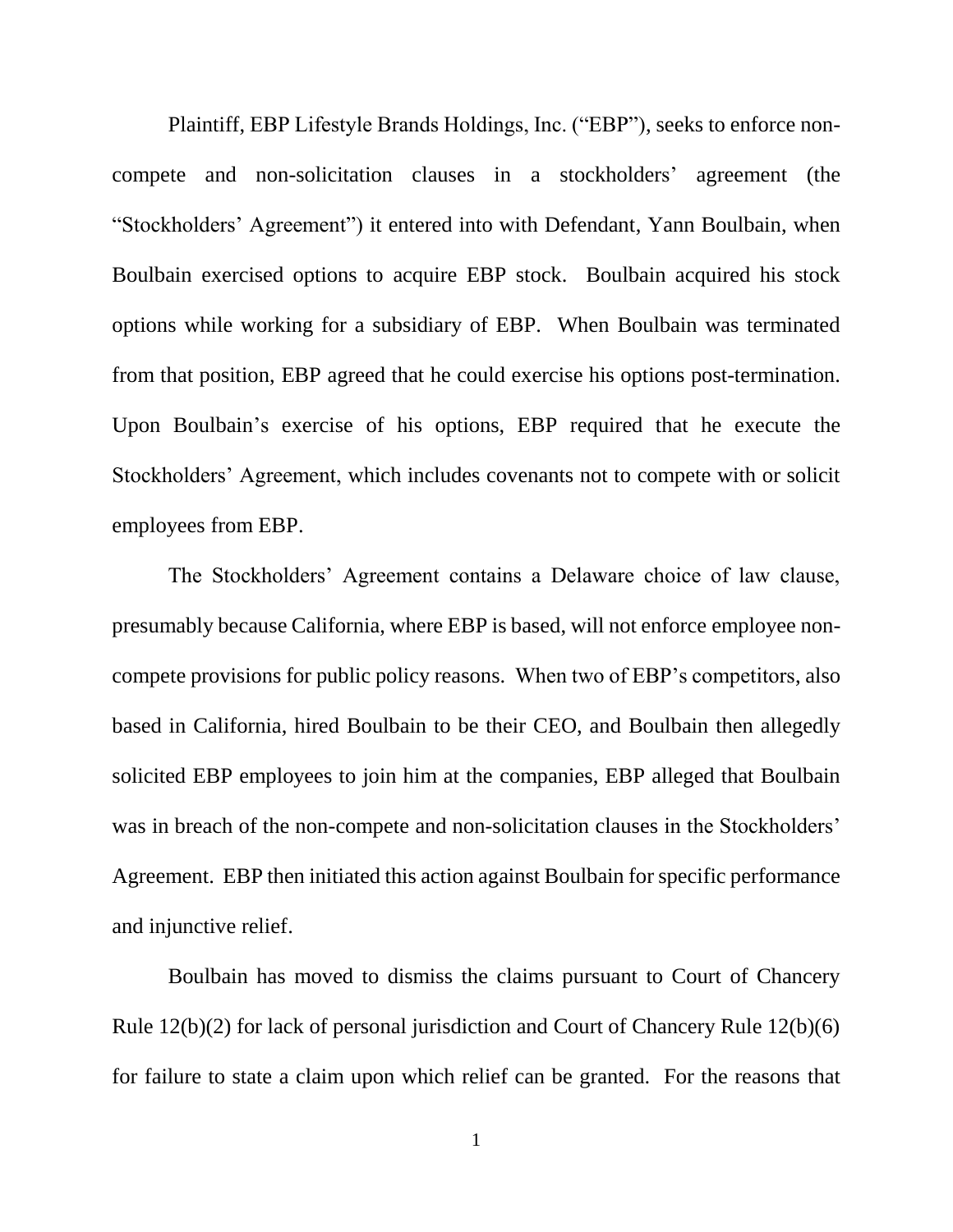Plaintiff, EBP Lifestyle Brands Holdings, Inc. ("EBP"), seeks to enforce non-compete and non-solicitation clauses in a stockholders' agreement (the "Stockholders' Agreement") it entered into with Defendant, Yann Boulbain, when Boulbain exercised options to acquire EBP stock. Boulbain acquired his stock options while working for a subsidiary of EBP. When Boulbain was terminated from that position, EBP agreed that he could exercise his options post-termination. Upon Boulbain's exercise of his options, EBP required that he execute the Stockholders' Agreement, which includes covenants not to compete with or solicit employees from EBP.

The Stockholders' Agreement contains a Delaware choice of law clause, presumably because California, where EBP is based, will not enforce employee non-compete provisions for public policy reasons. When two of EBP's competitors, also based in California, hired Boulbain to be their CEO, and Boulbain then allegedly solicited EBP employees to join him at the companies, EBP alleged that Boulbain was in breach of the non-compete and non-solicitation clauses in the Stockholders' Agreement. EBP then initiated this action against Boulbain for specific performance and injunctive relief.

Boulbain has moved to dismiss the claims pursuant to Court of Chancery Rule 12(b)(2) for lack of personal jurisdiction and Court of Chancery Rule 12(b)(6) for failure to state a claim upon which relief can be granted. For the reasons that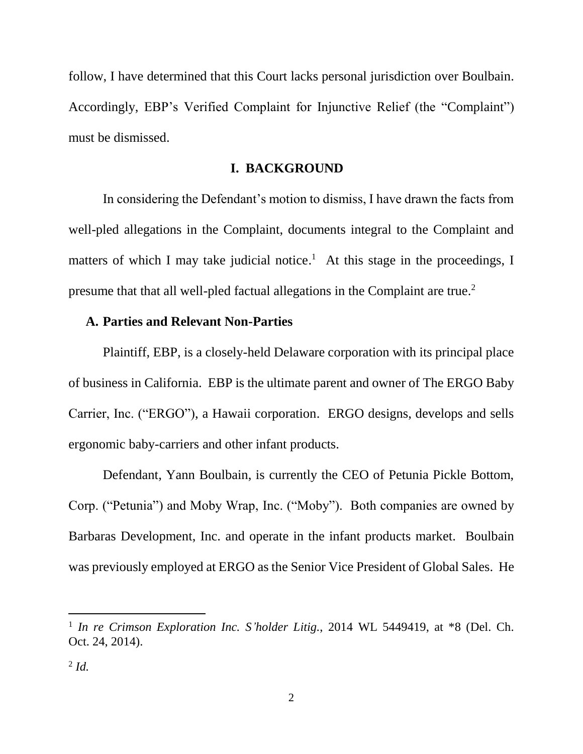follow, I have determined that this Court lacks personal jurisdiction over Boulbain. Accordingly, EBP's Verified Complaint for Injunctive Relief (the "Complaint") must be dismissed.

## I. BACKGROUND

In considering the Defendant's motion to dismiss, I have drawn the facts from well-pled allegations in the Complaint, documents integral to the Complaint and matters of which I may take judicial notice.[1] At this stage in the proceedings, I presume that that all well-pled factual allegations in the Complaint are true.[2]

### A. Parties and Relevant Non-Parties

Plaintiff, EBP, is a closely-held Delaware corporation with its principal place of business in California. EBP is the ultimate parent and owner of The ERGO Baby Carrier, Inc. ("ERGO"), a Hawaii corporation. ERGO designs, develops and sells ergonomic baby-carriers and other infant products.

Defendant, Yann Boulbain, is currently the CEO of Petunia Pickle Bottom, Corp. ("Petunia") and Moby Wrap, Inc. ("Moby"). Both companies are owned by Barbaras Development, Inc. and operate in the infant products market. Boulbain was previously employed at ERGO as the Senior Vice President of Global Sales. He

---

[1] *In re Crimson Exploration Inc. S'holder Litig.*, 2014 WL 5449419, at *8 (Del. Ch. Oct. 24, 2014).

[2] *Id.*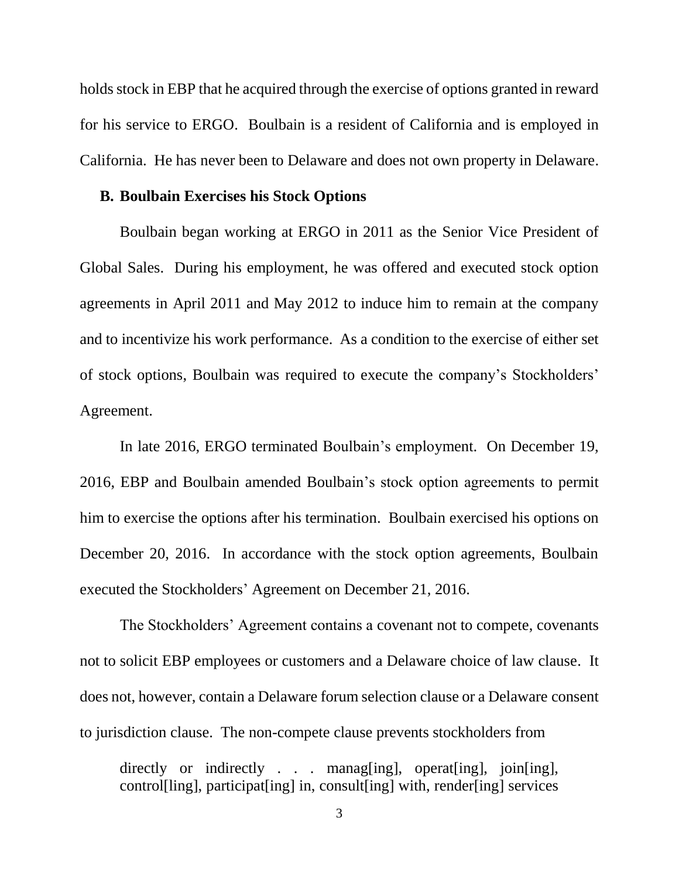holds stock in EBP that he acquired through the exercise of options granted in reward for his service to ERGO. Boulbain is a resident of California and is employed in California. He has never been to Delaware and does not own property in Delaware.

### B. Boulbain Exercises his Stock Options

Boulbain began working at ERGO in 2011 as the Senior Vice President of Global Sales. During his employment, he was offered and executed stock option agreements in April 2011 and May 2012 to induce him to remain at the company and to incentivize his work performance. As a condition to the exercise of either set of stock options, Boulbain was required to execute the company's Stockholders' Agreement.

In late 2016, ERGO terminated Boulbain's employment. On December 19, 2016, EBP and Boulbain amended Boulbain's stock option agreements to permit him to exercise the options after his termination. Boulbain exercised his options on December 20, 2016. In accordance with the stock option agreements, Boulbain executed the Stockholders' Agreement on December 21, 2016.

The Stockholders' Agreement contains a covenant not to compete, covenants not to solicit EBP employees or customers and a Delaware choice of law clause. It does not, however, contain a Delaware forum selection clause or a Delaware consent to jurisdiction clause. The non-compete clause prevents stockholders from

> directly or indirectly . . . manag[ing], operat[ing], join[ing], control[ling], participat[ing] in, consult[ing] with, render[ing] services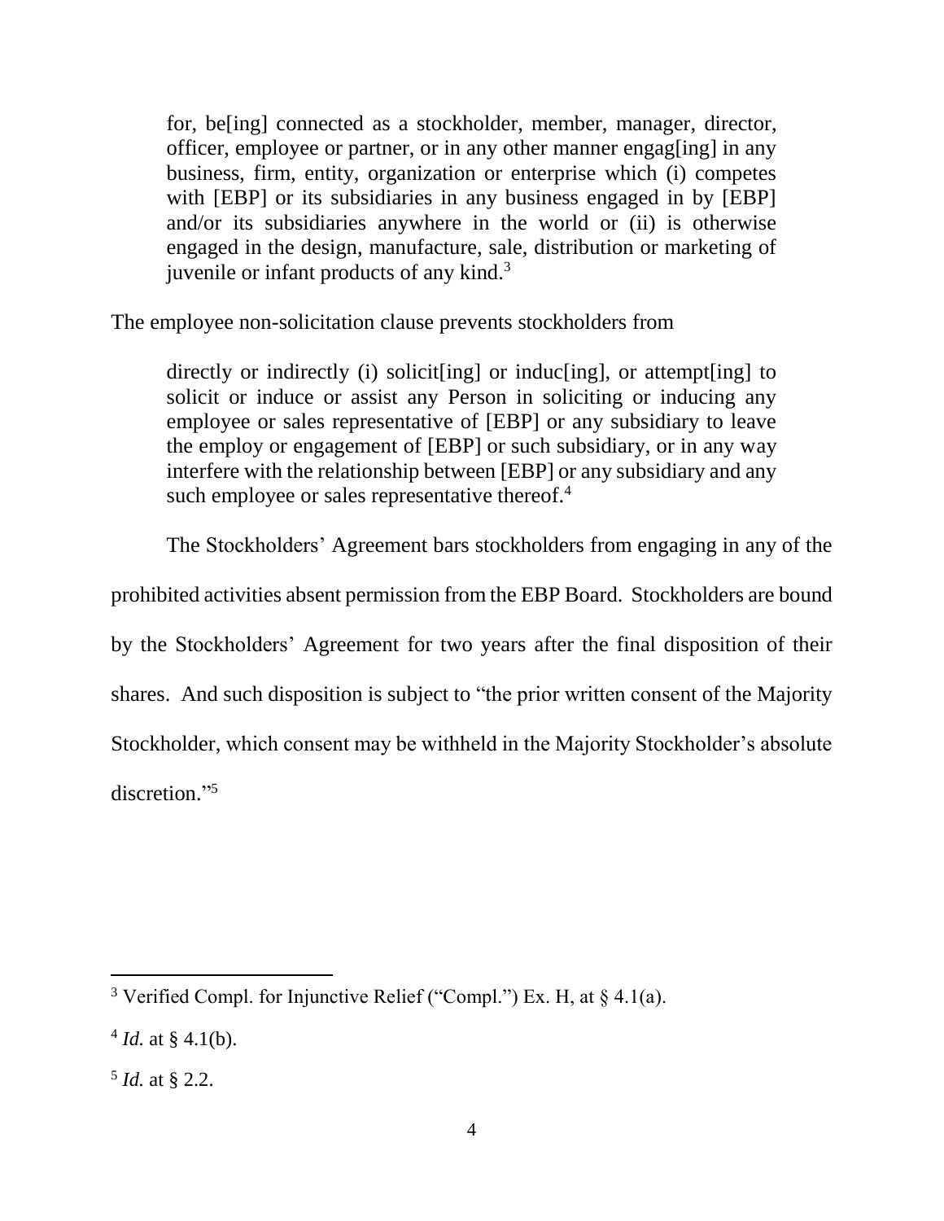> for, be[ing] connected as a stockholder, member, manager, director, officer, employee or partner, or in any other manner engag[ing] in any business, firm, entity, organization or enterprise which (i) competes with [EBP] or its subsidiaries in any business engaged in by [EBP] and/or its subsidiaries anywhere in the world or (ii) is otherwise engaged in the design, manufacture, sale, distribution or marketing of juvenile or infant products of any kind.[3]

The employee non-solicitation clause prevents stockholders from

> directly or indirectly (i) solicit[ing] or induc[ing], or attempt[ing] to solicit or induce or assist any Person in soliciting or inducing any employee or sales representative of [EBP] or any subsidiary to leave the employ or engagement of [EBP] or such subsidiary, or in any way interfere with the relationship between [EBP] or any subsidiary and any such employee or sales representative thereof.[4]

The Stockholders' Agreement bars stockholders from engaging in any of the prohibited activities absent permission from the EBP Board. Stockholders are bound by the Stockholders' Agreement for two years after the final disposition of their shares. And such disposition is subject to "the prior written consent of the Majority Stockholder, which consent may be withheld in the Majority Stockholder's absolute discretion."[5]

---

[3] Verified Compl. for Injunctive Relief ("Compl.") Ex. H, at § 4.1(a).

[4] *Id.* at § 4.1(b).

[5] *Id.* at § 2.2.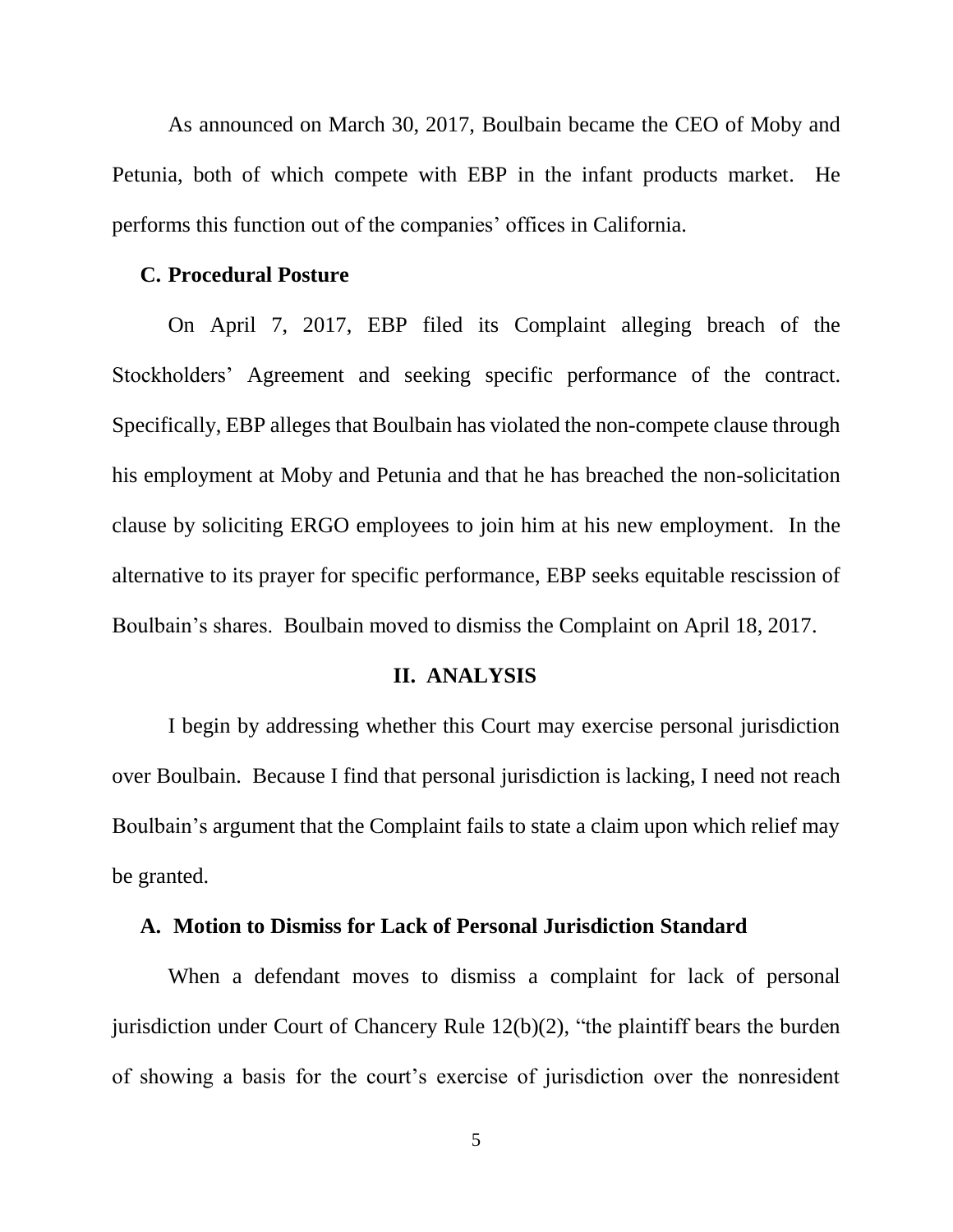As announced on March 30, 2017, Boulbain became the CEO of Moby and Petunia, both of which compete with EBP in the infant products market. He performs this function out of the companies' offices in California.

### C. Procedural Posture

On April 7, 2017, EBP filed its Complaint alleging breach of the Stockholders' Agreement and seeking specific performance of the contract. Specifically, EBP alleges that Boulbain has violated the non-compete clause through his employment at Moby and Petunia and that he has breached the non-solicitation clause by soliciting ERGO employees to join him at his new employment. In the alternative to its prayer for specific performance, EBP seeks equitable rescission of Boulbain's shares. Boulbain moved to dismiss the Complaint on April 18, 2017.

## II. ANALYSIS

I begin by addressing whether this Court may exercise personal jurisdiction over Boulbain. Because I find that personal jurisdiction is lacking, I need not reach Boulbain's argument that the Complaint fails to state a claim upon which relief may be granted.

### A. Motion to Dismiss for Lack of Personal Jurisdiction Standard

When a defendant moves to dismiss a complaint for lack of personal jurisdiction under Court of Chancery Rule 12(b)(2), "the plaintiff bears the burden of showing a basis for the court's exercise of jurisdiction over the nonresident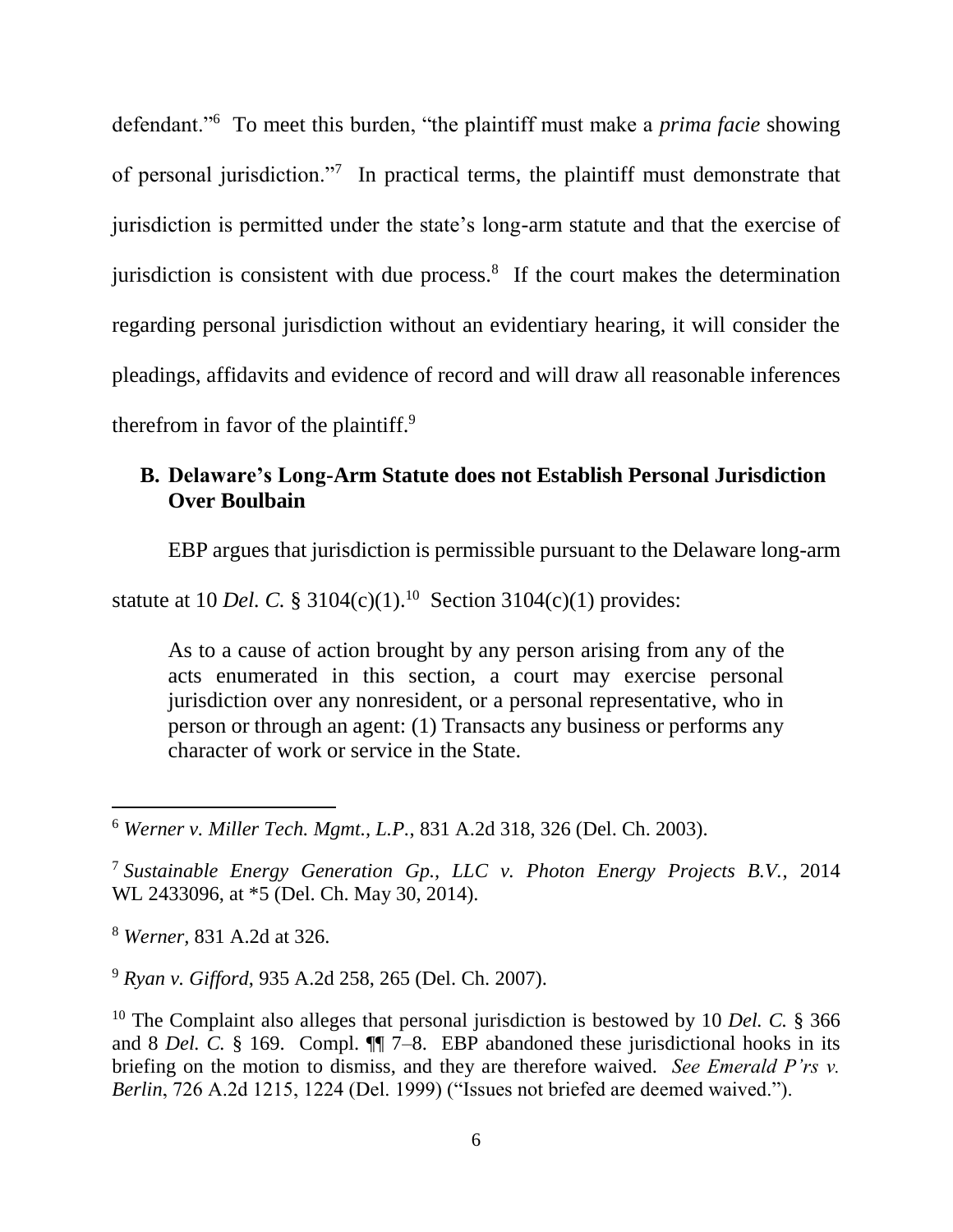defendant."[6] To meet this burden, "the plaintiff must make a *prima facie* showing of personal jurisdiction."[7] In practical terms, the plaintiff must demonstrate that jurisdiction is permitted under the state's long-arm statute and that the exercise of jurisdiction is consistent with due process.[8] If the court makes the determination regarding personal jurisdiction without an evidentiary hearing, it will consider the pleadings, affidavits and evidence of record and will draw all reasonable inferences therefrom in favor of the plaintiff.[9]

### B. Delaware's Long-Arm Statute does not Establish Personal Jurisdiction Over Boulbain

EBP argues that jurisdiction is permissible pursuant to the Delaware long-arm statute at 10 *Del. C.* § 3104(c)(1).[10] Section 3104(c)(1) provides:

> As to a cause of action brought by any person arising from any of the acts enumerated in this section, a court may exercise personal jurisdiction over any nonresident, or a personal representative, who in person or through an agent: (1) Transacts any business or performs any character of work or service in the State.

---

[6] *Werner v. Miller Tech. Mgmt., L.P.*, 831 A.2d 318, 326 (Del. Ch. 2003).

[7] *Sustainable Energy Generation Gp., LLC v. Photon Energy Projects B.V.*, 2014 WL 2433096, at *5 (Del. Ch. May 30, 2014).

[8] *Werner*, 831 A.2d at 326.

[9] *Ryan v. Gifford*, 935 A.2d 258, 265 (Del. Ch. 2007).

[10] The Complaint also alleges that personal jurisdiction is bestowed by 10 *Del. C.* § 366 and 8 *Del. C.* § 169. Compl. ¶¶ 7–8. EBP abandoned these jurisdictional hooks in its briefing on the motion to dismiss, and they are therefore waived. *See Emerald P'rs v. Berlin*, 726 A.2d 1215, 1224 (Del. 1999) ("Issues not briefed are deemed waived.").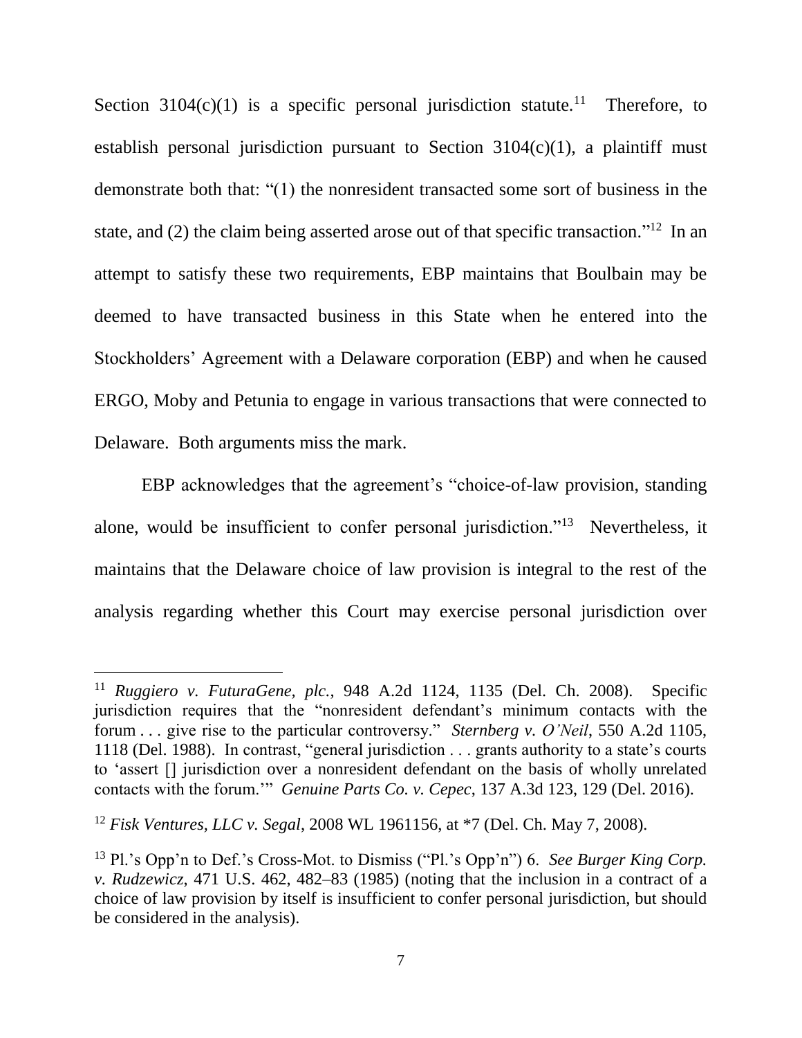Section 3104(c)(1) is a specific personal jurisdiction statute.[11] Therefore, to establish personal jurisdiction pursuant to Section 3104(c)(1), a plaintiff must demonstrate both that: "(1) the nonresident transacted some sort of business in the state, and (2) the claim being asserted arose out of that specific transaction."[12] In an attempt to satisfy these two requirements, EBP maintains that Boulbain may be deemed to have transacted business in this State when he entered into the Stockholders' Agreement with a Delaware corporation (EBP) and when he caused ERGO, Moby and Petunia to engage in various transactions that were connected to Delaware. Both arguments miss the mark.

EBP acknowledges that the agreement's "choice-of-law provision, standing alone, would be insufficient to confer personal jurisdiction."[13] Nevertheless, it maintains that the Delaware choice of law provision is integral to the rest of the analysis regarding whether this Court may exercise personal jurisdiction over

---

[11] *Ruggiero v. FuturaGene, plc.*, 948 A.2d 1124, 1135 (Del. Ch. 2008). Specific jurisdiction requires that the "nonresident defendant's minimum contacts with the forum . . . give rise to the particular controversy." *Sternberg v. O'Neil*, 550 A.2d 1105, 1118 (Del. 1988). In contrast, "general jurisdiction . . . grants authority to a state's courts to 'assert [] jurisdiction over a nonresident defendant on the basis of wholly unrelated contacts with the forum.'" *Genuine Parts Co. v. Cepec*, 137 A.3d 123, 129 (Del. 2016).

[12] *Fisk Ventures, LLC v. Segal*, 2008 WL 1961156, at *7 (Del. Ch. May 7, 2008).

[13] Pl.'s Opp'n to Def.'s Cross-Mot. to Dismiss ("Pl.'s Opp'n") 6. *See Burger King Corp. v. Rudzewicz*, 471 U.S. 462, 482–83 (1985) (noting that the inclusion in a contract of a choice of law provision by itself is insufficient to confer personal jurisdiction, but should be considered in the analysis).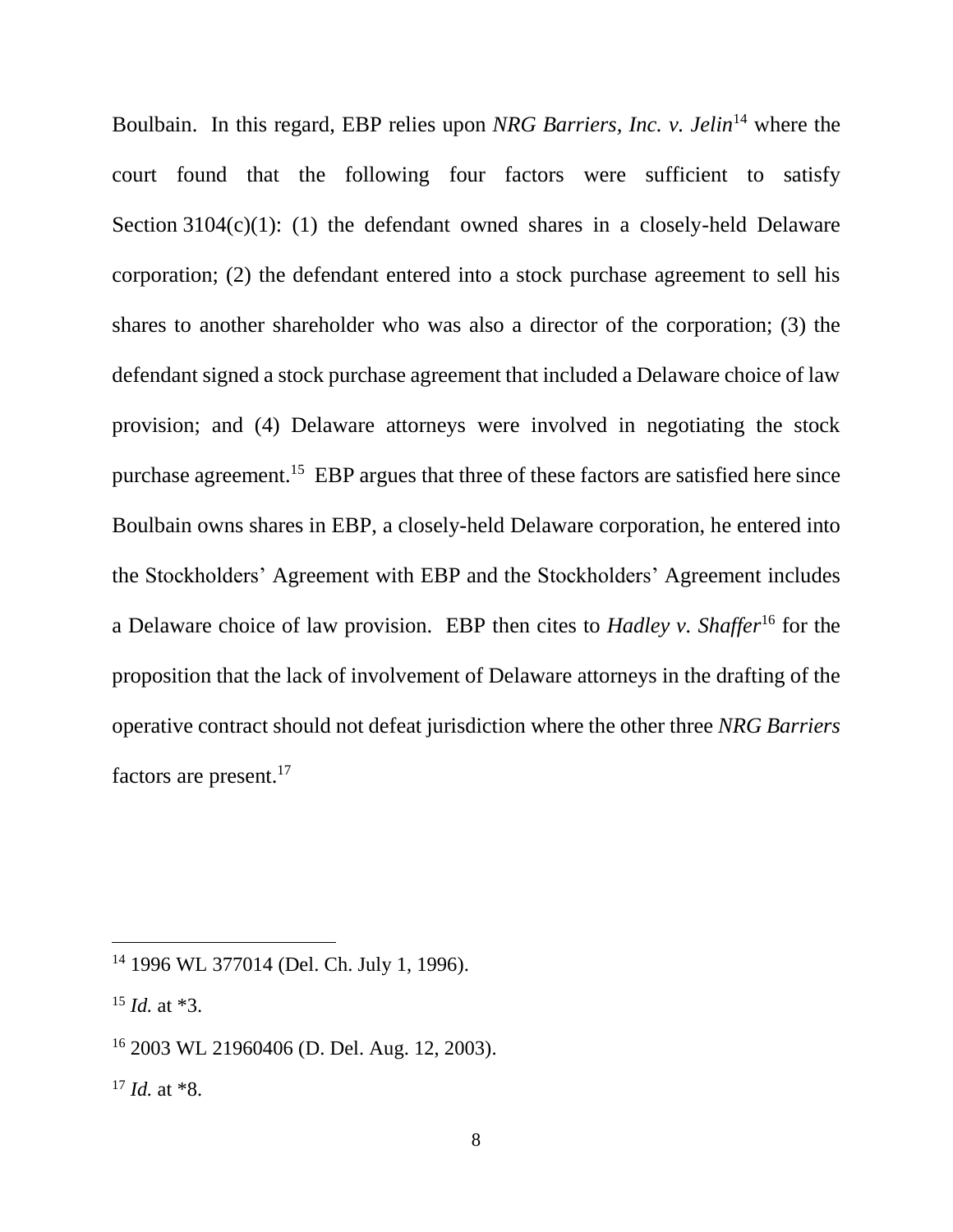Boulbain. In this regard, EBP relies upon *NRG Barriers, Inc. v. Jelin*[14] where the court found that the following four factors were sufficient to satisfy Section 3104(c)(1): (1) the defendant owned shares in a closely-held Delaware corporation; (2) the defendant entered into a stock purchase agreement to sell his shares to another shareholder who was also a director of the corporation; (3) the defendant signed a stock purchase agreement that included a Delaware choice of law provision; and (4) Delaware attorneys were involved in negotiating the stock purchase agreement.[15] EBP argues that three of these factors are satisfied here since Boulbain owns shares in EBP, a closely-held Delaware corporation, he entered into the Stockholders' Agreement with EBP and the Stockholders' Agreement includes a Delaware choice of law provision. EBP then cites to *Hadley v. Shaffer*[16] for the proposition that the lack of involvement of Delaware attorneys in the drafting of the operative contract should not defeat jurisdiction where the other three *NRG Barriers* factors are present.[17]

---

[14] 1996 WL 377014 (Del. Ch. July 1, 1996).

[15] *Id.* at *3.

[16] 2003 WL 21960406 (D. Del. Aug. 12, 2003).

[17] *Id.* at *8.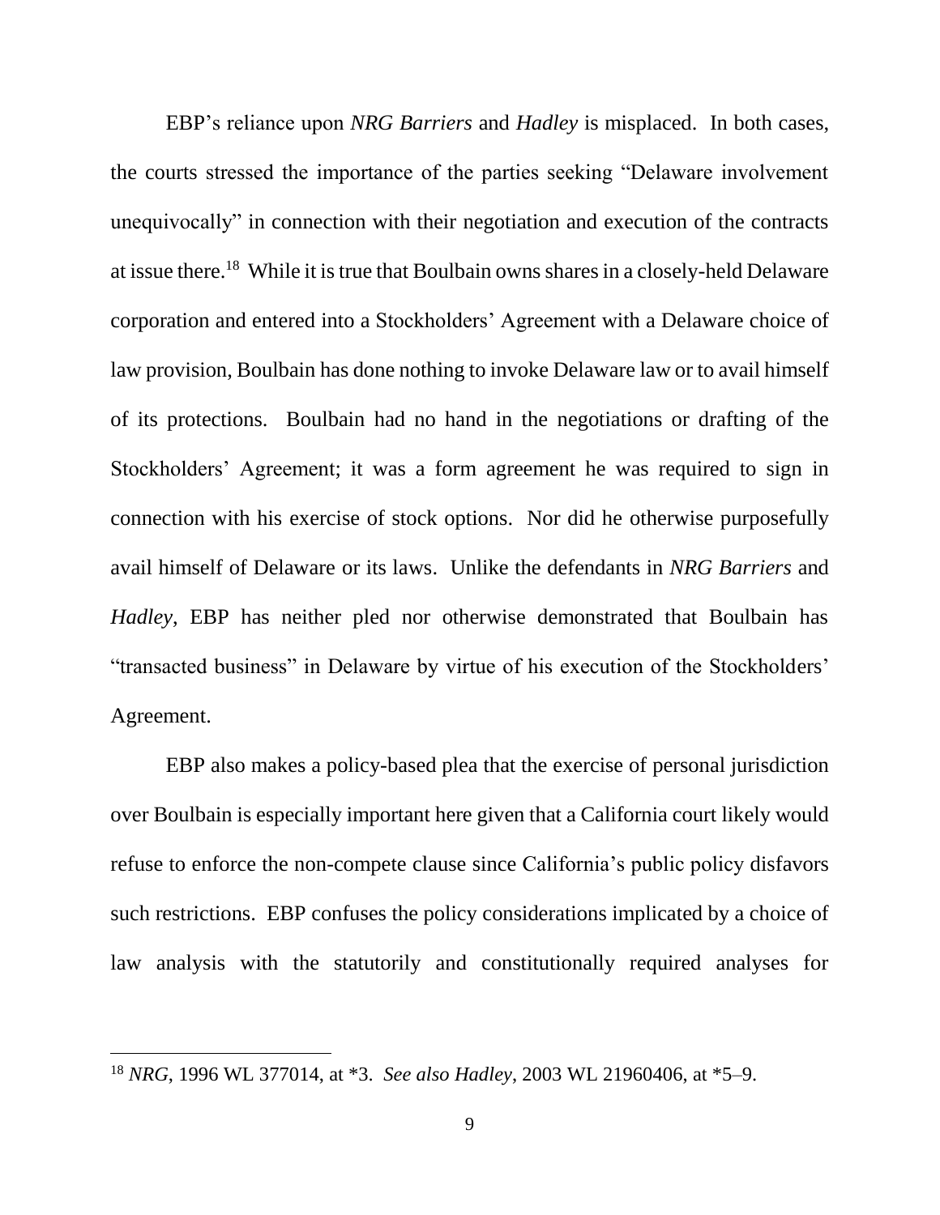EBP's reliance upon *NRG Barriers* and *Hadley* is misplaced. In both cases, the courts stressed the importance of the parties seeking "Delaware involvement unequivocally" in connection with their negotiation and execution of the contracts at issue there.[18] While it is true that Boulbain owns shares in a closely-held Delaware corporation and entered into a Stockholders' Agreement with a Delaware choice of law provision, Boulbain has done nothing to invoke Delaware law or to avail himself of its protections. Boulbain had no hand in the negotiations or drafting of the Stockholders' Agreement; it was a form agreement he was required to sign in connection with his exercise of stock options. Nor did he otherwise purposefully avail himself of Delaware or its laws. Unlike the defendants in *NRG Barriers* and *Hadley*, EBP has neither pled nor otherwise demonstrated that Boulbain has "transacted business" in Delaware by virtue of his execution of the Stockholders' Agreement.

EBP also makes a policy-based plea that the exercise of personal jurisdiction over Boulbain is especially important here given that a California court likely would refuse to enforce the non-compete clause since California's public policy disfavors such restrictions. EBP confuses the policy considerations implicated by a choice of law analysis with the statutorily and constitutionally required analyses for

---

[18] *NRG*, 1996 WL 377014, at \*3. *See also Hadley*, 2003 WL 21960406, at \*5–9.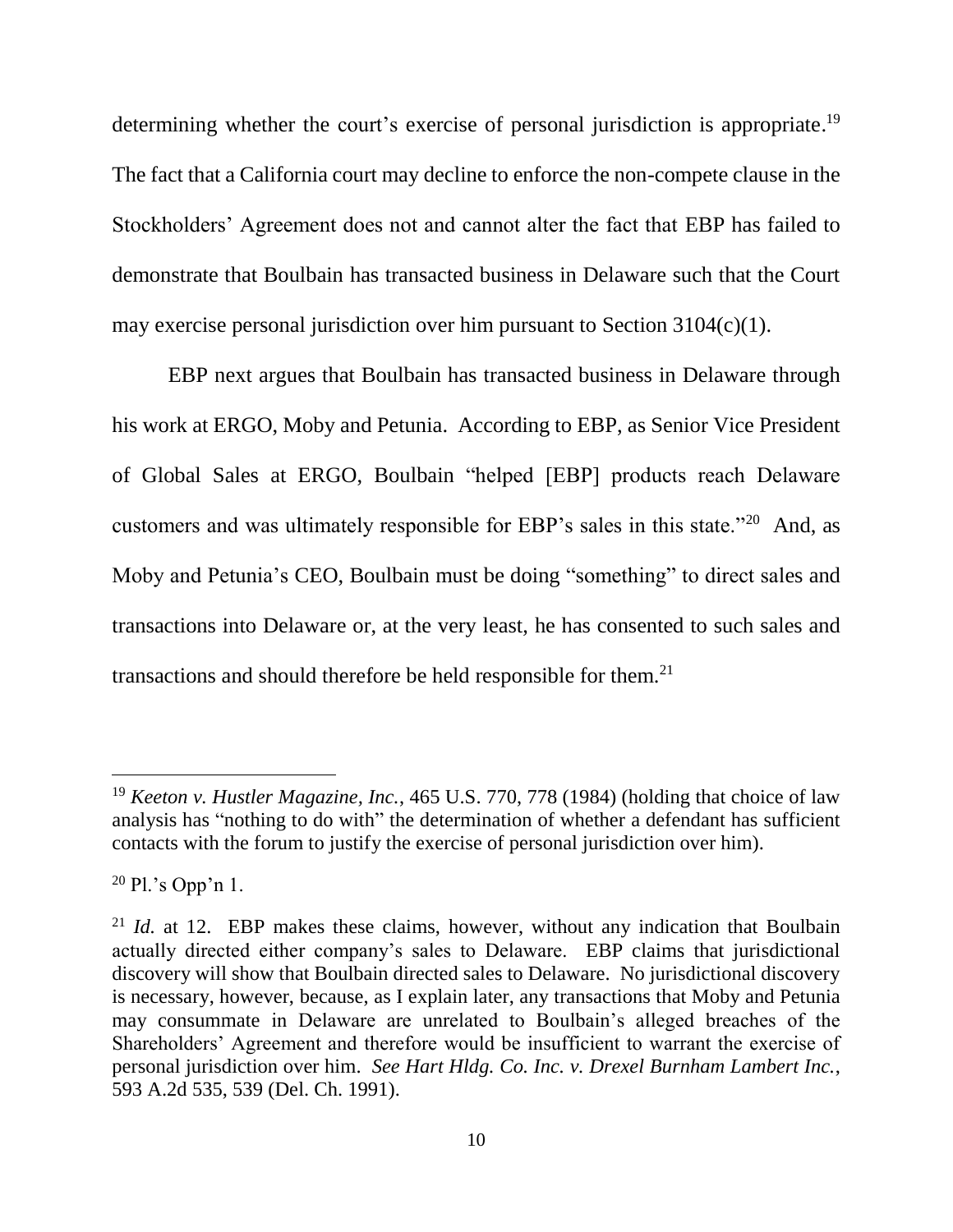determining whether the court's exercise of personal jurisdiction is appropriate.[19] The fact that a California court may decline to enforce the non-compete clause in the Stockholders' Agreement does not and cannot alter the fact that EBP has failed to demonstrate that Boulbain has transacted business in Delaware such that the Court may exercise personal jurisdiction over him pursuant to Section 3104(c)(1).

EBP next argues that Boulbain has transacted business in Delaware through his work at ERGO, Moby and Petunia. According to EBP, as Senior Vice President of Global Sales at ERGO, Boulbain "helped [EBP] products reach Delaware customers and was ultimately responsible for EBP's sales in this state."[20] And, as Moby and Petunia's CEO, Boulbain must be doing "something" to direct sales and transactions into Delaware or, at the very least, he has consented to such sales and transactions and should therefore be held responsible for them.[21]

---

[19] *Keeton v. Hustler Magazine, Inc.*, 465 U.S. 770, 778 (1984) (holding that choice of law analysis has "nothing to do with" the determination of whether a defendant has sufficient contacts with the forum to justify the exercise of personal jurisdiction over him).

[20] Pl.'s Opp'n 1.

[21] *Id.* at 12. EBP makes these claims, however, without any indication that Boulbain actually directed either company's sales to Delaware. EBP claims that jurisdictional discovery will show that Boulbain directed sales to Delaware. No jurisdictional discovery is necessary, however, because, as I explain later, any transactions that Moby and Petunia may consummate in Delaware are unrelated to Boulbain's alleged breaches of the Shareholders' Agreement and therefore would be insufficient to warrant the exercise of personal jurisdiction over him. *See Hart Hldg. Co. Inc. v. Drexel Burnham Lambert Inc.*, 593 A.2d 535, 539 (Del. Ch. 1991).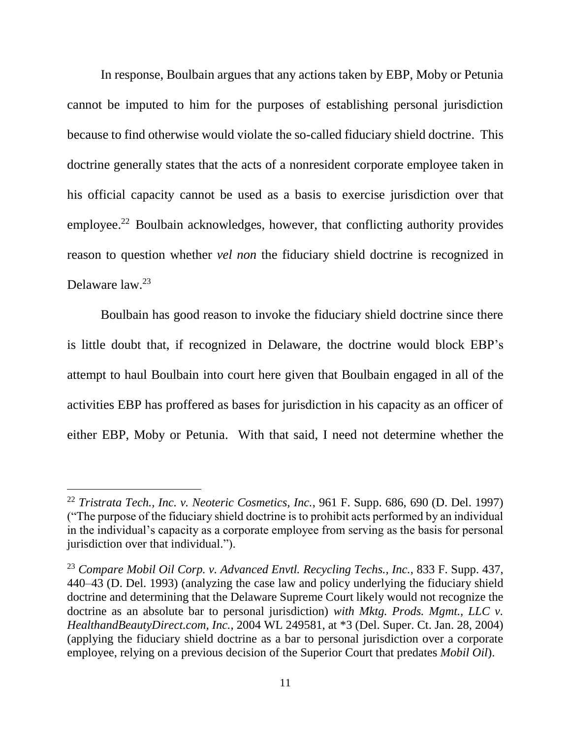In response, Boulbain argues that any actions taken by EBP, Moby or Petunia cannot be imputed to him for the purposes of establishing personal jurisdiction because to find otherwise would violate the so-called fiduciary shield doctrine. This doctrine generally states that the acts of a nonresident corporate employee taken in his official capacity cannot be used as a basis to exercise jurisdiction over that employee.[22] Boulbain acknowledges, however, that conflicting authority provides reason to question whether *vel non* the fiduciary shield doctrine is recognized in Delaware law.[23]

Boulbain has good reason to invoke the fiduciary shield doctrine since there is little doubt that, if recognized in Delaware, the doctrine would block EBP's attempt to haul Boulbain into court here given that Boulbain engaged in all of the activities EBP has proffered as bases for jurisdiction in his capacity as an officer of either EBP, Moby or Petunia. With that said, I need not determine whether the

---

[22] *Tristrata Tech., Inc. v. Neoteric Cosmetics, Inc.*, 961 F. Supp. 686, 690 (D. Del. 1997) ("The purpose of the fiduciary shield doctrine is to prohibit acts performed by an individual in the individual's capacity as a corporate employee from serving as the basis for personal jurisdiction over that individual.").

[23] *Compare Mobil Oil Corp. v. Advanced Envtl. Recycling Techs., Inc.*, 833 F. Supp. 437, 440–43 (D. Del. 1993) (analyzing the case law and policy underlying the fiduciary shield doctrine and determining that the Delaware Supreme Court likely would not recognize the doctrine as an absolute bar to personal jurisdiction) *with Mktg. Prods. Mgmt., LLC v. HealthandBeautyDirect.com, Inc.*, 2004 WL 249581, at *3 (Del. Super. Ct. Jan. 28, 2004) (applying the fiduciary shield doctrine as a bar to personal jurisdiction over a corporate employee, relying on a previous decision of the Superior Court that predates *Mobil Oil*).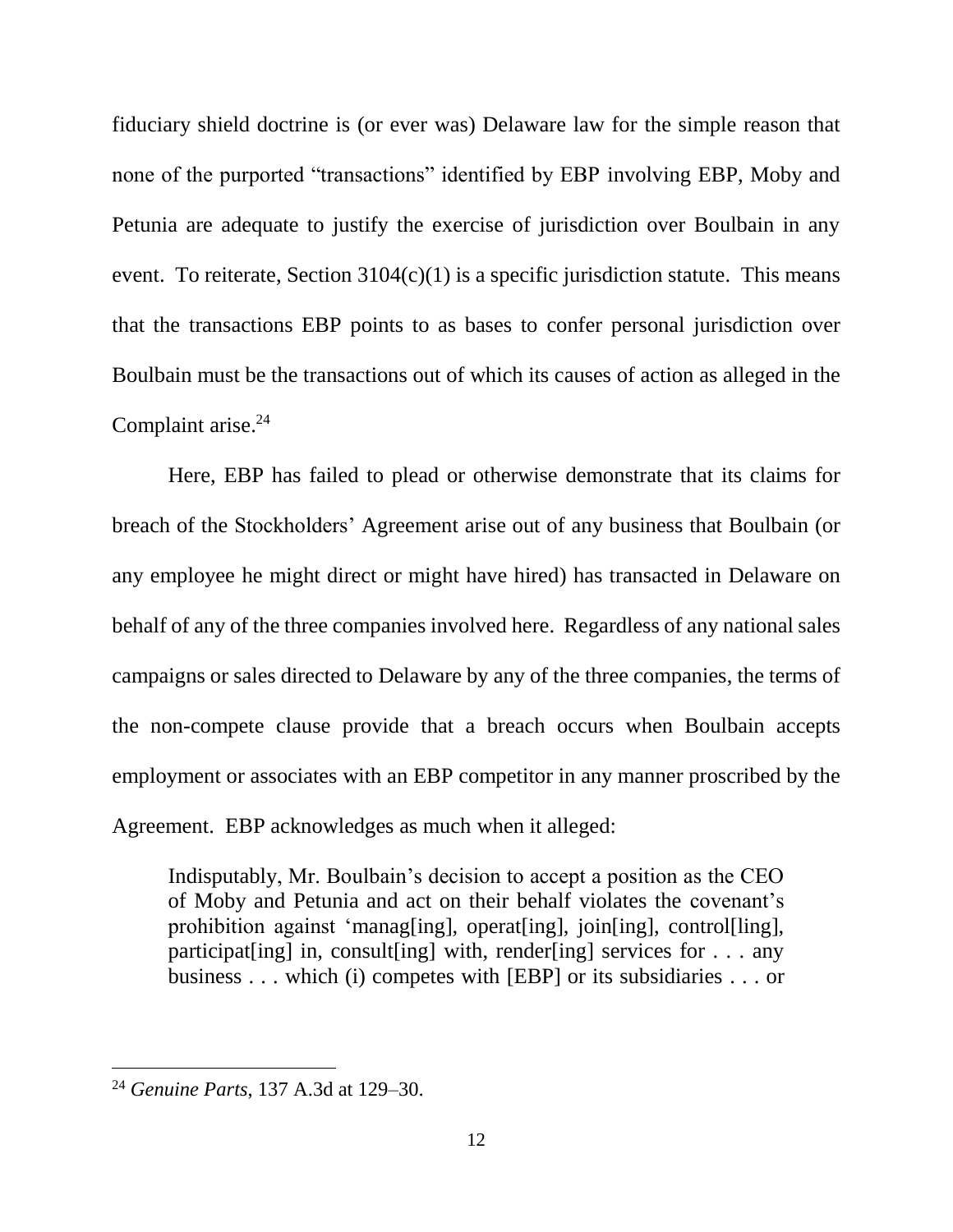fiduciary shield doctrine is (or ever was) Delaware law for the simple reason that none of the purported "transactions" identified by EBP involving EBP, Moby and Petunia are adequate to justify the exercise of jurisdiction over Boulbain in any event. To reiterate, Section 3104(c)(1) is a specific jurisdiction statute. This means that the transactions EBP points to as bases to confer personal jurisdiction over Boulbain must be the transactions out of which its causes of action as alleged in the Complaint arise.[24]

Here, EBP has failed to plead or otherwise demonstrate that its claims for breach of the Stockholders' Agreement arise out of any business that Boulbain (or any employee he might direct or might have hired) has transacted in Delaware on behalf of any of the three companies involved here. Regardless of any national sales campaigns or sales directed to Delaware by any of the three companies, the terms of the non-compete clause provide that a breach occurs when Boulbain accepts employment or associates with an EBP competitor in any manner proscribed by the Agreement. EBP acknowledges as much when it alleged:

> Indisputably, Mr. Boulbain's decision to accept a position as the CEO of Moby and Petunia and act on their behalf violates the covenant's prohibition against 'manag[ing], operat[ing], join[ing], control[ling], participat[ing] in, consult[ing] with, render[ing] services for . . . any business . . . which (i) competes with [EBP] or its subsidiaries . . . or

---

[24] *Genuine Parts*, 137 A.3d at 129–30.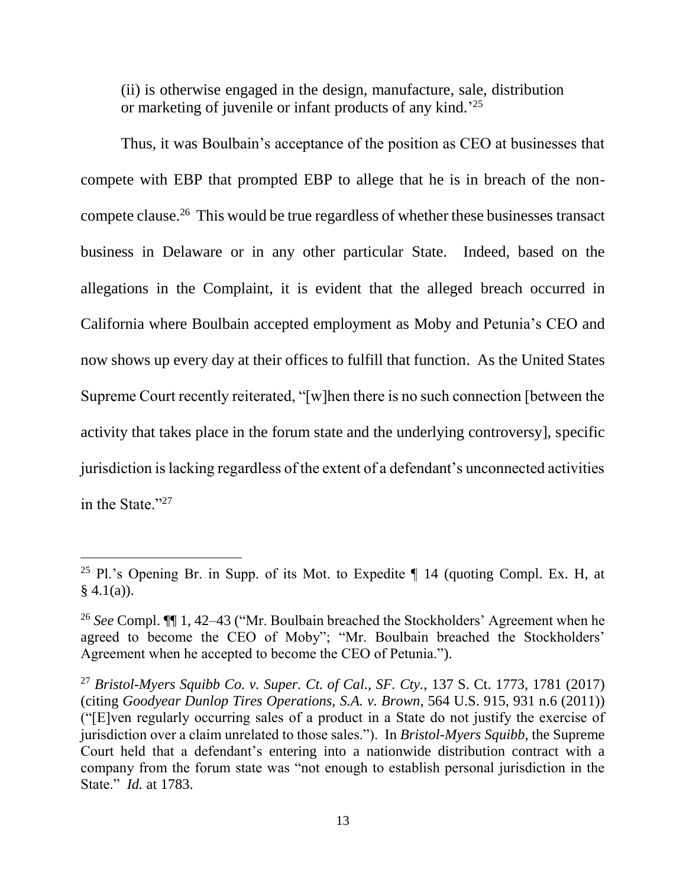(ii) is otherwise engaged in the design, manufacture, sale, distribution or marketing of juvenile or infant products of any kind.'[25]

Thus, it was Boulbain's acceptance of the position as CEO at businesses that compete with EBP that prompted EBP to allege that he is in breach of the non-compete clause.[26] This would be true regardless of whether these businesses transact business in Delaware or in any other particular State. Indeed, based on the allegations in the Complaint, it is evident that the alleged breach occurred in California where Boulbain accepted employment as Moby and Petunia's CEO and now shows up every day at their offices to fulfill that function. As the United States Supreme Court recently reiterated, "[w]hen there is no such connection [between the activity that takes place in the forum state and the underlying controversy], specific jurisdiction is lacking regardless of the extent of a defendant's unconnected activities in the State."[27]

---

[25] Pl.'s Opening Br. in Supp. of its Mot. to Expedite ¶ 14 (quoting Compl. Ex. H, at § 4.1(a)).

[26] *See* Compl. ¶¶ 1, 42–43 ("Mr. Boulbain breached the Stockholders' Agreement when he agreed to become the CEO of Moby"; "Mr. Boulbain breached the Stockholders' Agreement when he accepted to become the CEO of Petunia.").

[27] *Bristol-Myers Squibb Co. v. Super. Ct. of Cal., SF. Cty.*, 137 S. Ct. 1773, 1781 (2017) (citing *Goodyear Dunlop Tires Operations, S.A. v. Brown*, 564 U.S. 915, 931 n.6 (2011)) ("[E]ven regularly occurring sales of a product in a State do not justify the exercise of jurisdiction over a claim unrelated to those sales."). In *Bristol-Myers Squibb*, the Supreme Court held that a defendant's entering into a nationwide distribution contract with a company from the forum state was "not enough to establish personal jurisdiction in the State." *Id.* at 1783.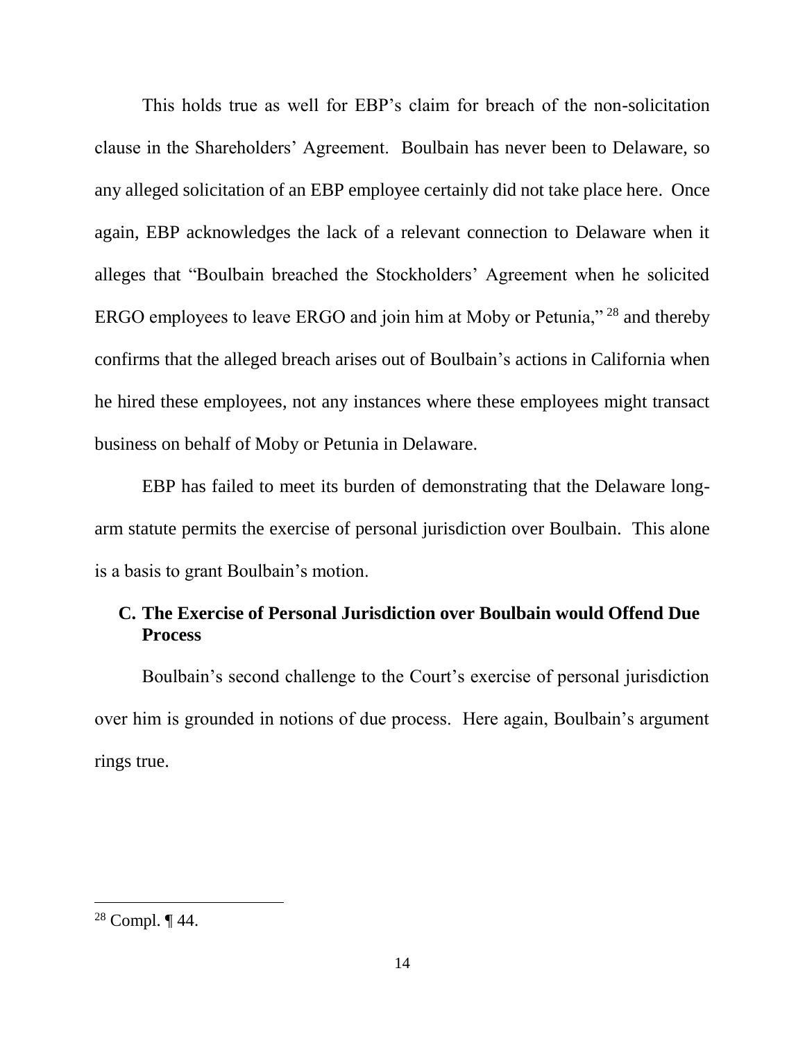This holds true as well for EBP's claim for breach of the non-solicitation clause in the Shareholders' Agreement. Boulbain has never been to Delaware, so any alleged solicitation of an EBP employee certainly did not take place here. Once again, EBP acknowledges the lack of a relevant connection to Delaware when it alleges that "Boulbain breached the Stockholders' Agreement when he solicited ERGO employees to leave ERGO and join him at Moby or Petunia," [28] and thereby confirms that the alleged breach arises out of Boulbain's actions in California when he hired these employees, not any instances where these employees might transact business on behalf of Moby or Petunia in Delaware.

EBP has failed to meet its burden of demonstrating that the Delaware long-arm statute permits the exercise of personal jurisdiction over Boulbain. This alone is a basis to grant Boulbain's motion.

### C. The Exercise of Personal Jurisdiction over Boulbain would Offend Due Process

Boulbain's second challenge to the Court's exercise of personal jurisdiction over him is grounded in notions of due process. Here again, Boulbain's argument rings true.

---

[28] Compl. ¶ 44.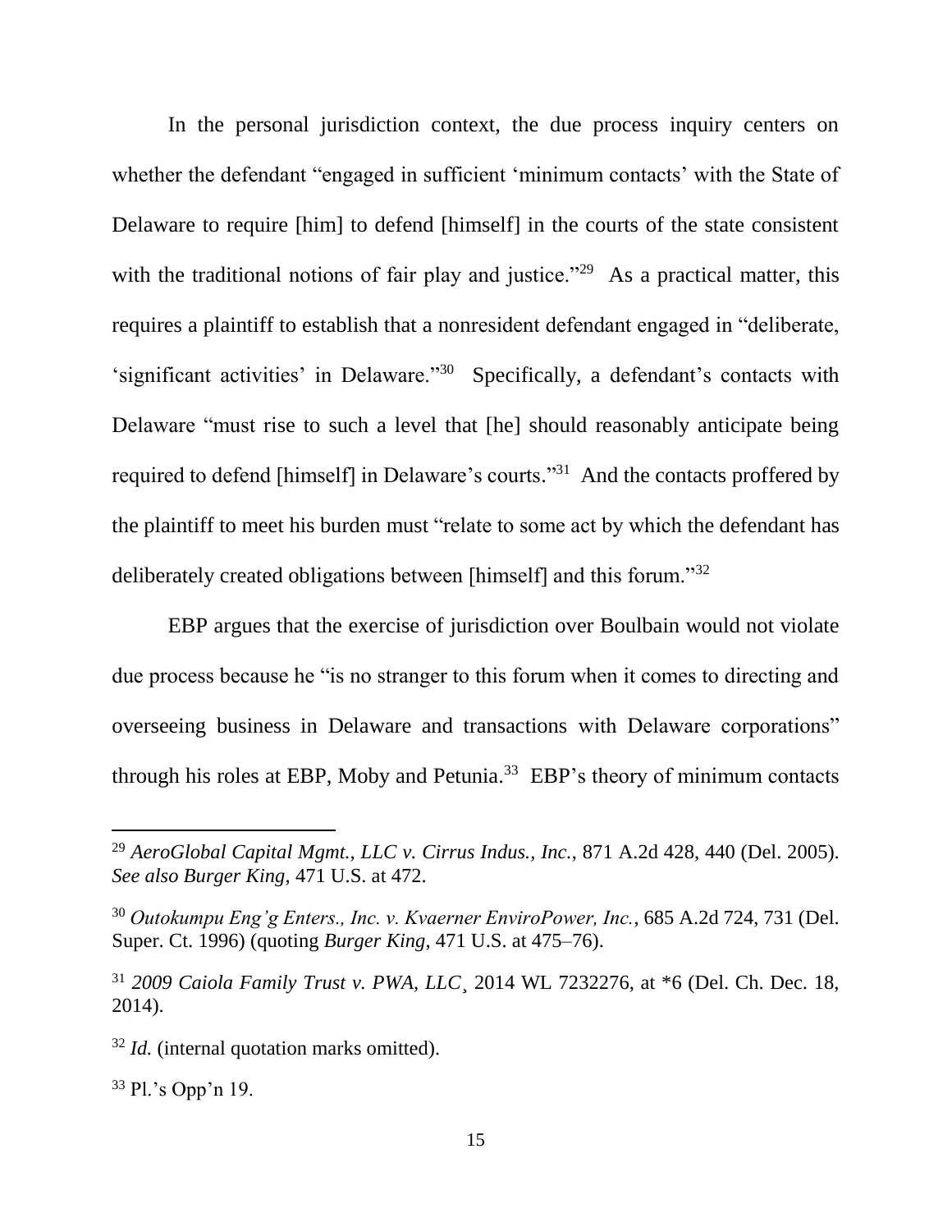In the personal jurisdiction context, the due process inquiry centers on whether the defendant "engaged in sufficient 'minimum contacts' with the State of Delaware to require [him] to defend [himself] in the courts of the state consistent with the traditional notions of fair play and justice."[29] As a practical matter, this requires a plaintiff to establish that a nonresident defendant engaged in "deliberate, 'significant activities' in Delaware."[30] Specifically, a defendant's contacts with Delaware "must rise to such a level that [he] should reasonably anticipate being required to defend [himself] in Delaware's courts."[31] And the contacts proffered by the plaintiff to meet his burden must "relate to some act by which the defendant has deliberately created obligations between [himself] and this forum."[32]

EBP argues that the exercise of jurisdiction over Boulbain would not violate due process because he "is no stranger to this forum when it comes to directing and overseeing business in Delaware and transactions with Delaware corporations" through his roles at EBP, Moby and Petunia.[33] EBP's theory of minimum contacts

---

[29] *AeroGlobal Capital Mgmt., LLC v. Cirrus Indus., Inc.*, 871 A.2d 428, 440 (Del. 2005). *See also Burger King*, 471 U.S. at 472.

[30] *Outokumpu Eng'g Enters., Inc. v. Kvaerner EnviroPower, Inc.*, 685 A.2d 724, 731 (Del. Super. Ct. 1996) (quoting *Burger King*, 471 U.S. at 475–76).

[31] *2009 Caiola Family Trust v. PWA, LLC*¸ 2014 WL 7232276, at *6 (Del. Ch. Dec. 18, 2014).

[32] *Id.* (internal quotation marks omitted).

[33] Pl.'s Opp'n 19.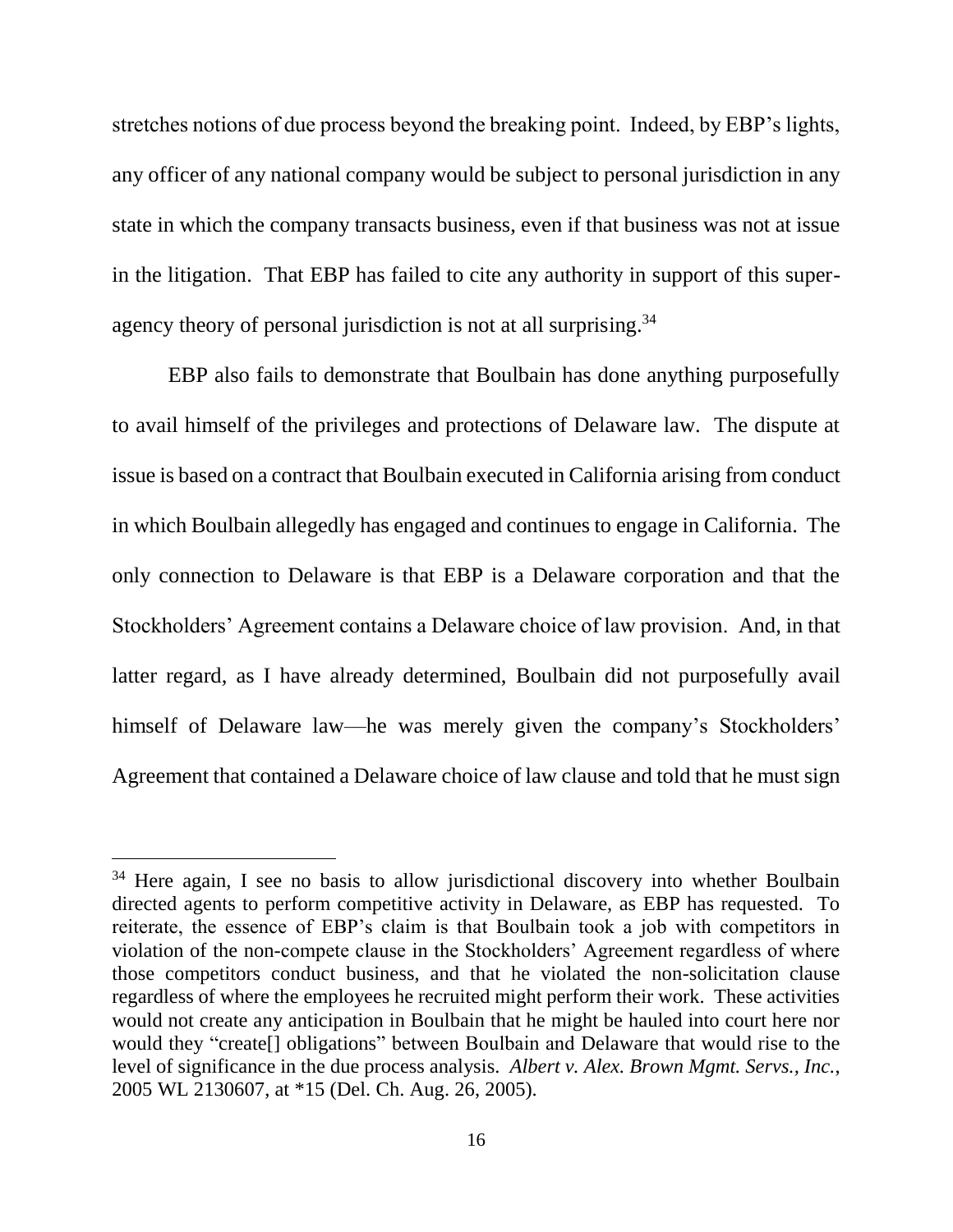stretches notions of due process beyond the breaking point. Indeed, by EBP's lights, any officer of any national company would be subject to personal jurisdiction in any state in which the company transacts business, even if that business was not at issue in the litigation. That EBP has failed to cite any authority in support of this super-agency theory of personal jurisdiction is not at all surprising.[34]

EBP also fails to demonstrate that Boulbain has done anything purposefully to avail himself of the privileges and protections of Delaware law. The dispute at issue is based on a contract that Boulbain executed in California arising from conduct in which Boulbain allegedly has engaged and continues to engage in California. The only connection to Delaware is that EBP is a Delaware corporation and that the Stockholders' Agreement contains a Delaware choice of law provision. And, in that latter regard, as I have already determined, Boulbain did not purposefully avail himself of Delaware law—he was merely given the company's Stockholders' Agreement that contained a Delaware choice of law clause and told that he must sign

---

[34] Here again, I see no basis to allow jurisdictional discovery into whether Boulbain directed agents to perform competitive activity in Delaware, as EBP has requested. To reiterate, the essence of EBP's claim is that Boulbain took a job with competitors in violation of the non-compete clause in the Stockholders' Agreement regardless of where those competitors conduct business, and that he violated the non-solicitation clause regardless of where the employees he recruited might perform their work. These activities would not create any anticipation in Boulbain that he might be hauled into court here nor would they "create[] obligations" between Boulbain and Delaware that would rise to the level of significance in the due process analysis. *Albert v. Alex. Brown Mgmt. Servs., Inc.*, 2005 WL 2130607, at *15 (Del. Ch. Aug. 26, 2005).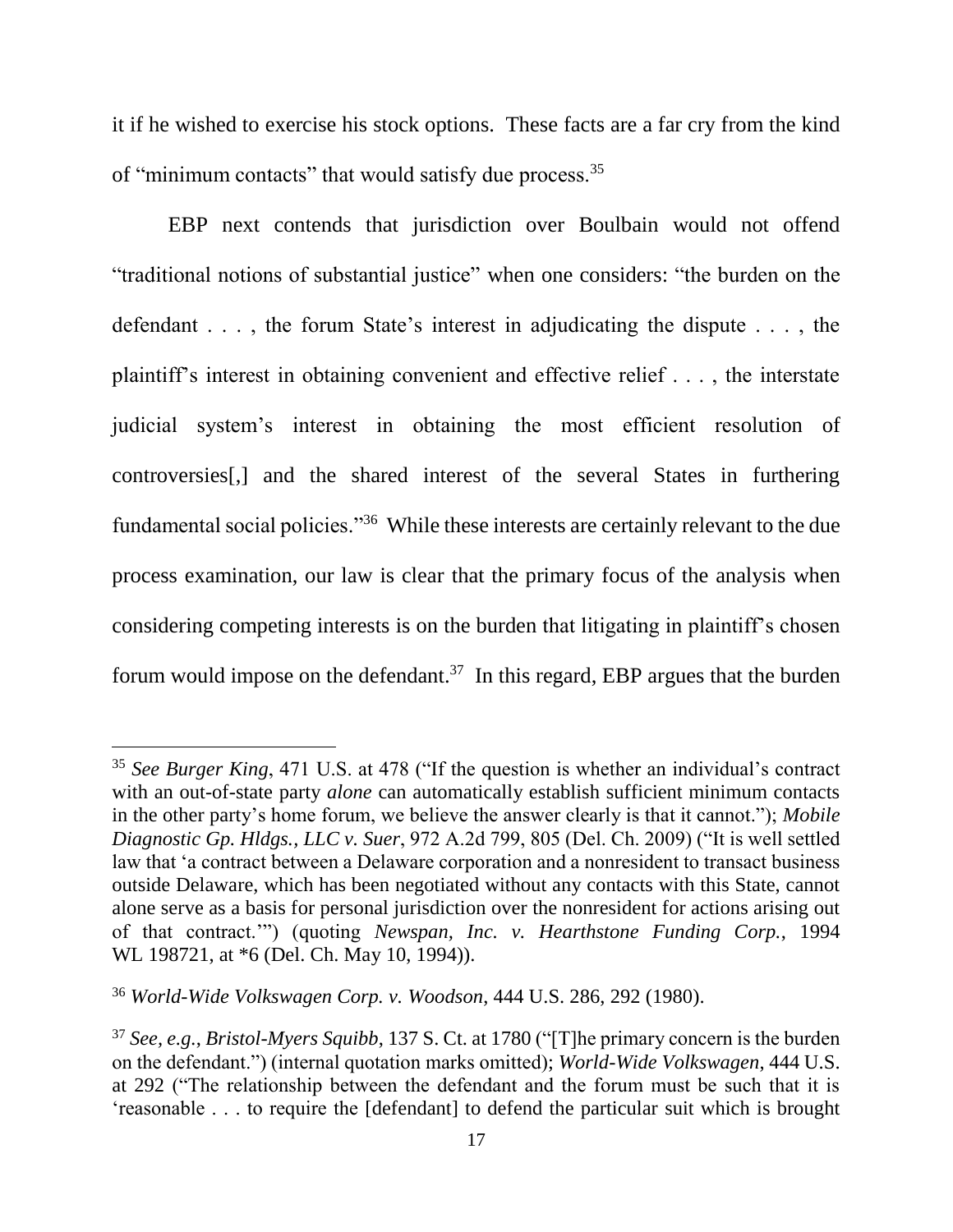it if he wished to exercise his stock options. These facts are a far cry from the kind of "minimum contacts" that would satisfy due process.[35]

EBP next contends that jurisdiction over Boulbain would not offend "traditional notions of substantial justice" when one considers: "the burden on the defendant . . . , the forum State's interest in adjudicating the dispute . . . , the plaintiff's interest in obtaining convenient and effective relief . . . , the interstate judicial system's interest in obtaining the most efficient resolution of controversies[,] and the shared interest of the several States in furthering fundamental social policies."[36] While these interests are certainly relevant to the due process examination, our law is clear that the primary focus of the analysis when considering competing interests is on the burden that litigating in plaintiff's chosen forum would impose on the defendant.[37] In this regard, EBP argues that the burden

---

[35] *See Burger King*, 471 U.S. at 478 ("If the question is whether an individual's contract with an out-of-state party *alone* can automatically establish sufficient minimum contacts in the other party's home forum, we believe the answer clearly is that it cannot."); *Mobile Diagnostic Gp. Hldgs., LLC v. Suer*, 972 A.2d 799, 805 (Del. Ch. 2009) ("It is well settled law that 'a contract between a Delaware corporation and a nonresident to transact business outside Delaware, which has been negotiated without any contacts with this State, cannot alone serve as a basis for personal jurisdiction over the nonresident for actions arising out of that contract.'") (quoting *Newspan, Inc. v. Hearthstone Funding Corp.*, 1994 WL 198721, at *6 (Del. Ch. May 10, 1994)).

[36] *World-Wide Volkswagen Corp. v. Woodson*, 444 U.S. 286, 292 (1980).

[37] *See, e.g.*, *Bristol-Myers Squibb*, 137 S. Ct. at 1780 ("[T]he primary concern is the burden on the defendant.") (internal quotation marks omitted); *World-Wide Volkswagen*, 444 U.S. at 292 ("The relationship between the defendant and the forum must be such that it is 'reasonable . . . to require the [defendant] to defend the particular suit which is brought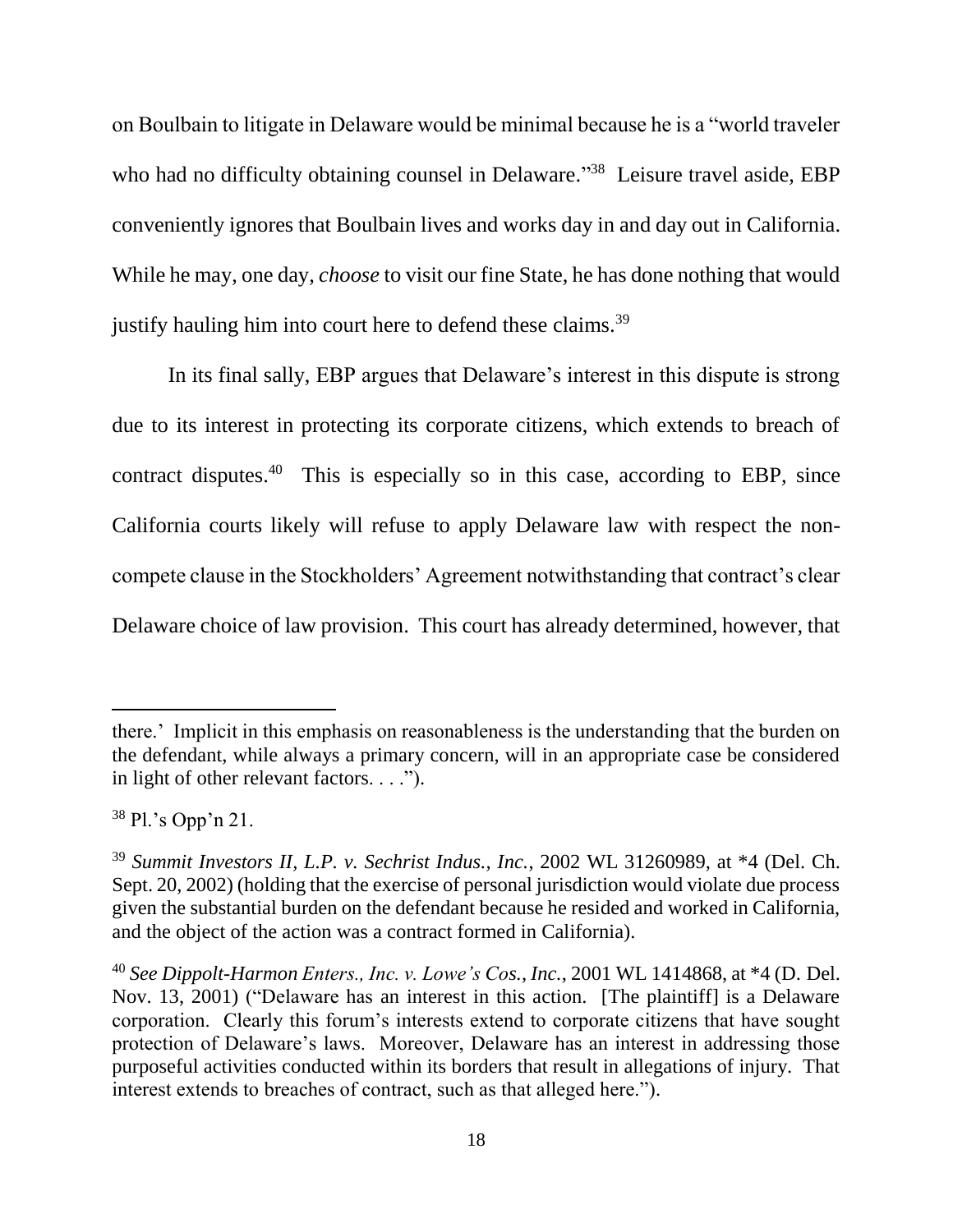on Boulbain to litigate in Delaware would be minimal because he is a "world traveler who had no difficulty obtaining counsel in Delaware."[38] Leisure travel aside, EBP conveniently ignores that Boulbain lives and works day in and day out in California. While he may, one day, *choose* to visit our fine State, he has done nothing that would justify hauling him into court here to defend these claims.[39]

In its final sally, EBP argues that Delaware's interest in this dispute is strong due to its interest in protecting its corporate citizens, which extends to breach of contract disputes.[40] This is especially so in this case, according to EBP, since California courts likely will refuse to apply Delaware law with respect the non-compete clause in the Stockholders' Agreement notwithstanding that contract's clear Delaware choice of law provision. This court has already determined, however, that

---

there.' Implicit in this emphasis on reasonableness is the understanding that the burden on the defendant, while always a primary concern, will in an appropriate case be considered in light of other relevant factors. . . .").

[38] Pl.'s Opp'n 21.

[39] *Summit Investors II, L.P. v. Sechrist Indus., Inc.*, 2002 WL 31260989, at *4 (Del. Ch. Sept. 20, 2002) (holding that the exercise of personal jurisdiction would violate due process given the substantial burden on the defendant because he resided and worked in California, and the object of the action was a contract formed in California).

[40] *See Dippolt-Harmon Enters., Inc. v. Lowe's Cos., Inc.*, 2001 WL 1414868, at *4 (D. Del. Nov. 13, 2001) ("Delaware has an interest in this action. [The plaintiff] is a Delaware corporation. Clearly this forum's interests extend to corporate citizens that have sought protection of Delaware's laws. Moreover, Delaware has an interest in addressing those purposeful activities conducted within its borders that result in allegations of injury. That interest extends to breaches of contract, such as that alleged here.").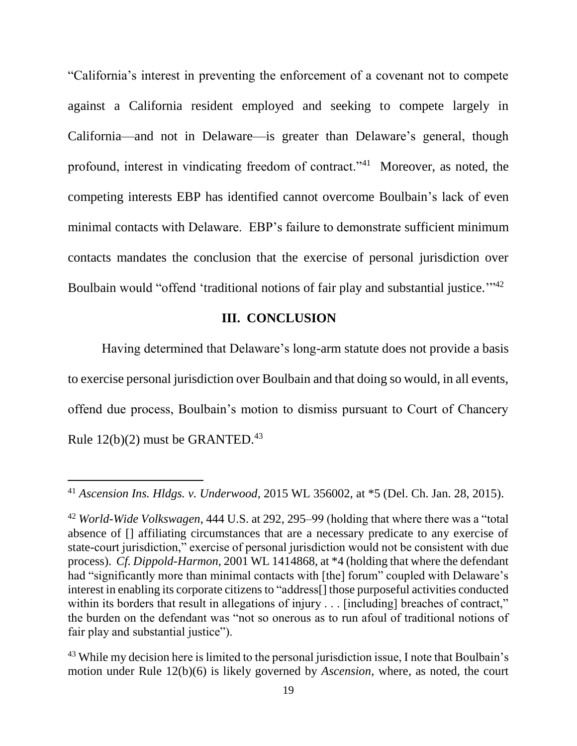"California's interest in preventing the enforcement of a covenant not to compete against a California resident employed and seeking to compete largely in California—and not in Delaware—is greater than Delaware's general, though profound, interest in vindicating freedom of contract."[41] Moreover, as noted, the competing interests EBP has identified cannot overcome Boulbain's lack of even minimal contacts with Delaware. EBP's failure to demonstrate sufficient minimum contacts mandates the conclusion that the exercise of personal jurisdiction over Boulbain would "offend 'traditional notions of fair play and substantial justice.'"[42]

## III. CONCLUSION

Having determined that Delaware's long-arm statute does not provide a basis to exercise personal jurisdiction over Boulbain and that doing so would, in all events, offend due process, Boulbain's motion to dismiss pursuant to Court of Chancery Rule 12(b)(2) must be GRANTED.[43]

---

[41] *Ascension Ins. Hldgs. v. Underwood*, 2015 WL 356002, at *5 (Del. Ch. Jan. 28, 2015).

[42] *World-Wide Volkswagen*, 444 U.S. at 292, 295–99 (holding that where there was a "total absence of [] affiliating circumstances that are a necessary predicate to any exercise of state-court jurisdiction," exercise of personal jurisdiction would not be consistent with due process). *Cf. Dippold-Harmon*, 2001 WL 1414868, at *4 (holding that where the defendant had "significantly more than minimal contacts with [the] forum" coupled with Delaware's interest in enabling its corporate citizens to "address[] those purposeful activities conducted within its borders that result in allegations of injury . . . [including] breaches of contract," the burden on the defendant was "not so onerous as to run afoul of traditional notions of fair play and substantial justice").

[43] While my decision here is limited to the personal jurisdiction issue, I note that Boulbain's motion under Rule 12(b)(6) is likely governed by *Ascension*, where, as noted, the court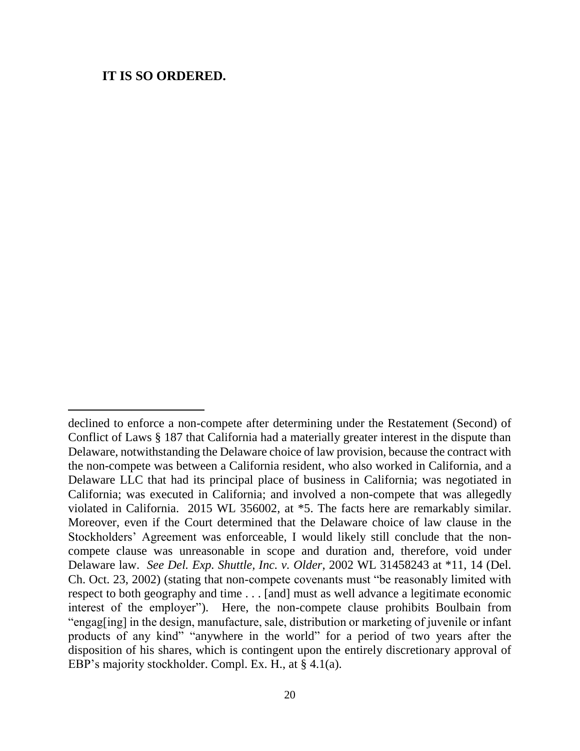**IT IS SO ORDERED.**

---

declined to enforce a non-compete after determining under the Restatement (Second) of Conflict of Laws § 187 that California had a materially greater interest in the dispute than Delaware, notwithstanding the Delaware choice of law provision, because the contract with the non-compete was between a California resident, who also worked in California, and a Delaware LLC that had its principal place of business in California; was negotiated in California; was executed in California; and involved a non-compete that was allegedly violated in California. 2015 WL 356002, at *5. The facts here are remarkably similar. Moreover, even if the Court determined that the Delaware choice of law clause in the Stockholders' Agreement was enforceable, I would likely still conclude that the non-compete clause was unreasonable in scope and duration and, therefore, void under Delaware law. *See Del. Exp. Shuttle, Inc. v. Older*, 2002 WL 31458243 at *11, 14 (Del. Ch. Oct. 23, 2002) (stating that non-compete covenants must "be reasonably limited with respect to both geography and time . . . [and] must as well advance a legitimate economic interest of the employer"). Here, the non-compete clause prohibits Boulbain from "engag[ing] in the design, manufacture, sale, distribution or marketing of juvenile or infant products of any kind" "anywhere in the world" for a period of two years after the disposition of his shares, which is contingent upon the entirely discretionary approval of EBP's majority stockholder. Compl. Ex. H., at § 4.1(a).